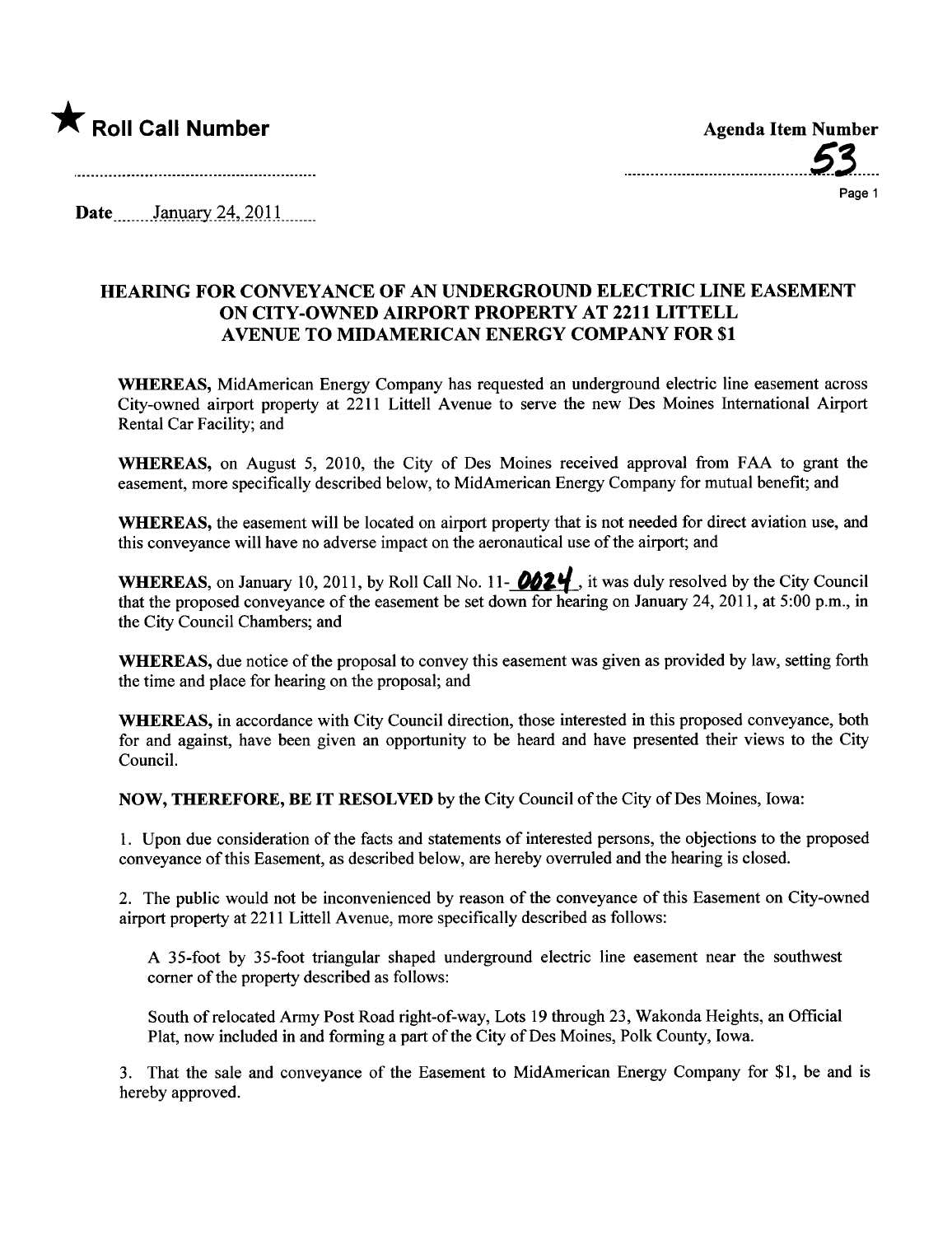★ **Roll Call Number**

**Agenda Item Number**

53

Date January 24, 2011

## HEARING FOR CONVEYANCE OF AN UNDERGROUND ELECTRIC LINE EASEMENT ON CITY-OWNED AIRPORT PROPERTY AT 2211 LITTELL AVENUE TO MIDAMERICAN ENERGY COMPANY FOR $1

**WHEREAS,** MidAmerican Energy Company has requested an underground electric line easement across City-owned airport property at 2211 Littell Avenue to serve the new Des Moines International Airport Rental Car Facility; and

**WHEREAS,** on August 5, 2010, the City of Des Moines received approval from FAA to grant the easement, more specifically described below, to MidAmerican Energy Company for mutual benefit; and

**WHEREAS,** the easement will be located on airport property that is not needed for direct aviation use, and this conveyance will have no adverse impact on the aeronautical use of the airport; and

**WHEREAS,** on January 10, 2011, by Roll Call No. 11-**0024**, it was duly resolved by the City Council that the proposed conveyance of the easement be set down for hearing on January 24, 2011, at 5:00 p.m., in the City Council Chambers; and

**WHEREAS,** due notice of the proposal to convey this easement was given as provided by law, setting forth the time and place for hearing on the proposal; and

**WHEREAS,** in accordance with City Council direction, those interested in this proposed conveyance, both for and against, have been given an opportunity to be heard and have presented their views to the City Council.

**NOW, THEREFORE, BE IT RESOLVED** by the City Council of the City of Des Moines, Iowa:

1. Upon due consideration of the facts and statements of interested persons, the objections to the proposed conveyance of this Easement, as described below, are hereby overruled and the hearing is closed.

2. The public would not be inconvenienced by reason of the conveyance of this Easement on City-owned airport property at 2211 Littell Avenue, more specifically described as follows:

   A 35-foot by 35-foot triangular shaped underground electric line easement near the southwest corner of the property described as follows:

   South of relocated Army Post Road right-of-way, Lots 19 through 23, Wakonda Heights, an Official Plat, now included in and forming a part of the City of Des Moines, Polk County, Iowa.

3. That the sale and conveyance of the Easement to MidAmerican Energy Company for $1, be and is hereby approved.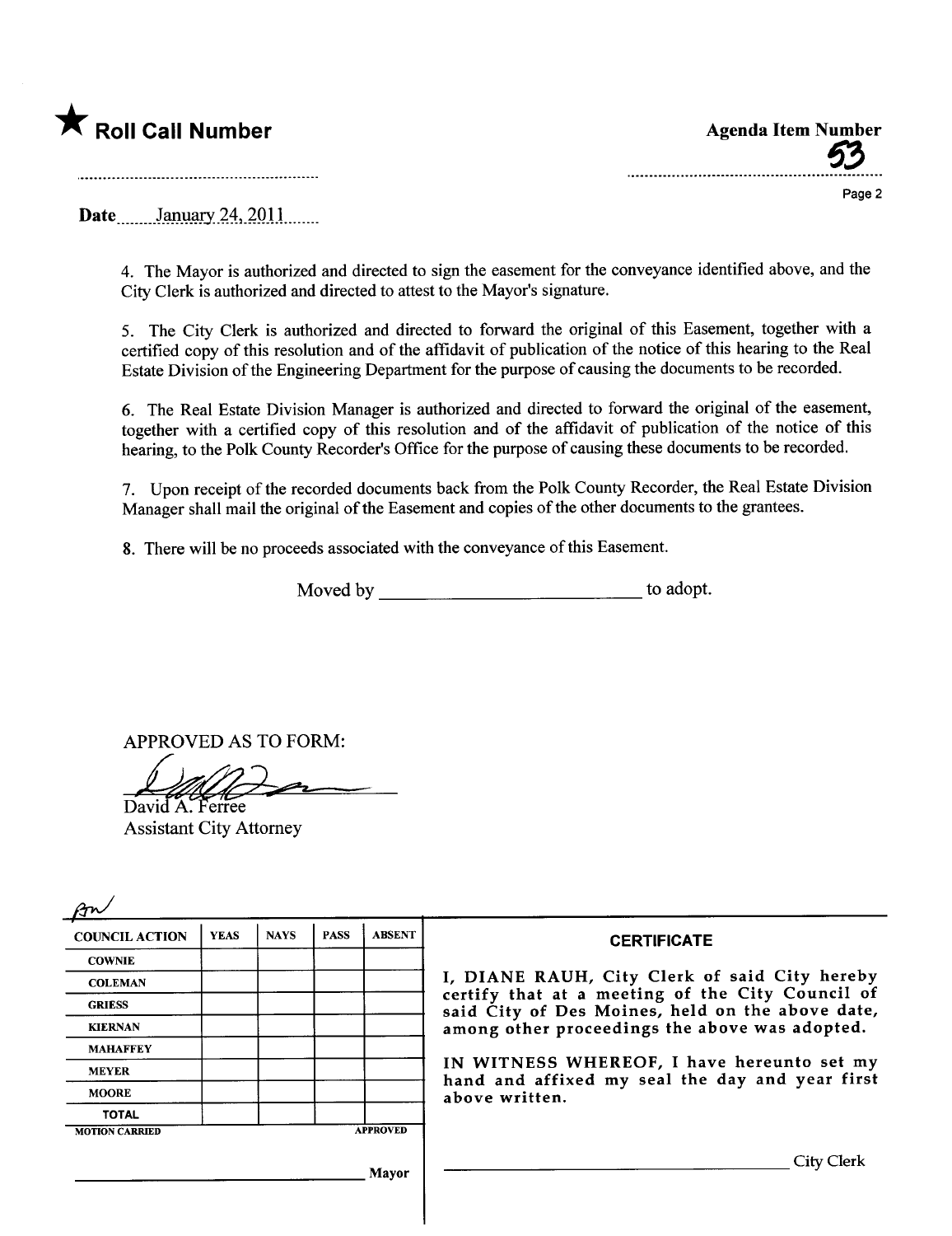★ **Roll Call Number**

**Agenda Item Number**

53

**Date** January 24, 2011

4. The Mayor is authorized and directed to sign the easement for the conveyance identified above, and the City Clerk is authorized and directed to attest to the Mayor's signature.

5. The City Clerk is authorized and directed to forward the original of this Easement, together with a certified copy of this resolution and of the affidavit of publication of the notice of this hearing to the Real Estate Division of the Engineering Department for the purpose of causing the documents to be recorded.

6. The Real Estate Division Manager is authorized and directed to forward the original of the easement, together with a certified copy of this resolution and of the affidavit of publication of the notice of this hearing, to the Polk County Recorder's Office for the purpose of causing these documents to be recorded.

7. Upon receipt of the recorded documents back from the Polk County Recorder, the Real Estate Division Manager shall mail the original of the Easement and copies of the other documents to the grantees.

8. There will be no proceeds associated with the conveyance of this Easement.

Moved by ___________________________ to adopt.

APPROVED AS TO FORM:

David A. Ferree
Assistant City Attorney

| COUNCIL ACTION | YEAS | NAYS | PASS | ABSENT |
|---|---|---|---|---|
| COWNIE | | | | |
| COLEMAN | | | | |
| GRIESS | | | | |
| KIERNAN | | | | |
| MAHAFFEY | | | | |
| MEYER | | | | |
| MOORE | | | | |
| TOTAL | | | | |

MOTION CARRIED APPROVED

_________________________ Mayor

**CERTIFICATE**

I, DIANE RAUH, City Clerk of said City hereby certify that at a meeting of the City Council of said City of Des Moines, held on the above date, among other proceedings the above was adopted.

IN WITNESS WHEREOF, I have hereunto set my hand and affixed my seal the day and year first above written.

_________________________ City Clerk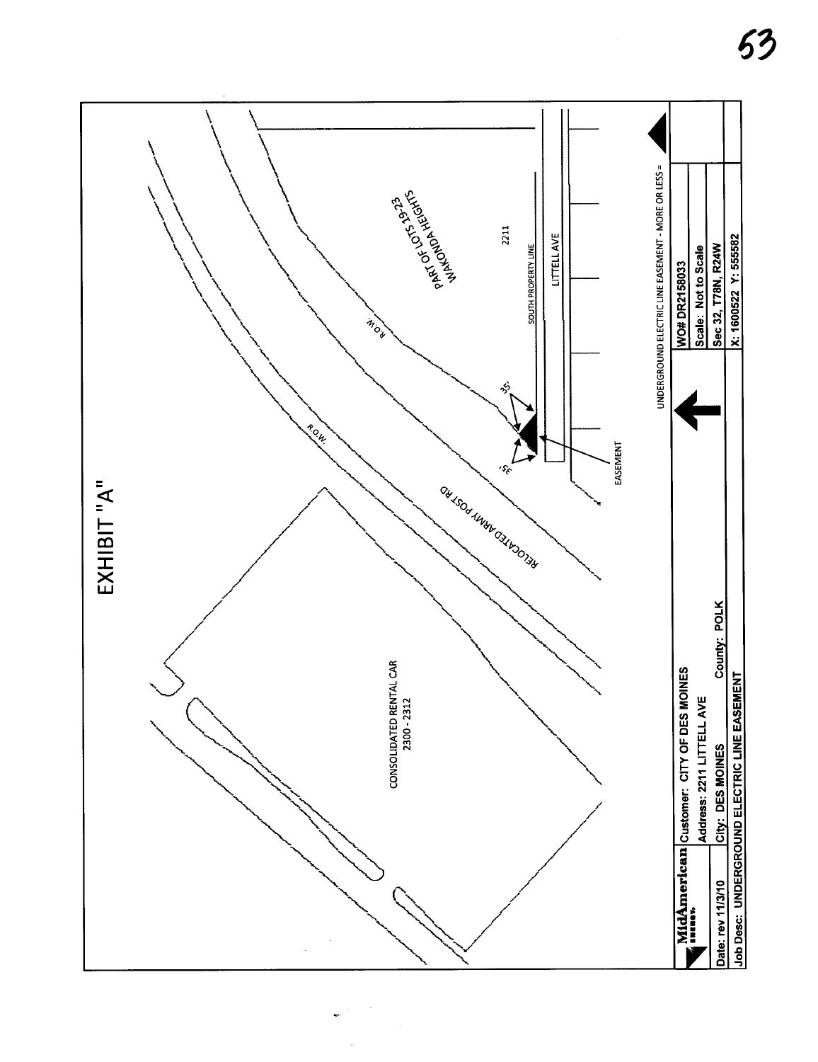# EXHIBIT "A"

CONSOLIDATED RENTAL CAR
2300 - 2312

RELOCATED ARMY POST RD

R.O.W.

R.O.W.

PART OF LOTS 19-23
WAKONDA HEIGHTS

2211

SOUTH PROPERTY LINE

LITTELL AVE

35'

35'

EASEMENT

UNDERGROUND ELECTRIC LINE EASEMENT - MORE OR LESS =

| | | |
|---|---|---|
| MidAmerican ENERGY | Customer: CITY OF DES MOINES | WO# DR2158033 |
| | Address: 2211 LITTELL AVE | Scale: Not to Scale |
| Date: rev 11/3/10 | City: DES MOINES County: POLK | Sec 32, T78N, R24W |
| Job Desc: UNDERGROUND ELECTRIC LINE EASEMENT | | X: 1600522 Y: 555582 |